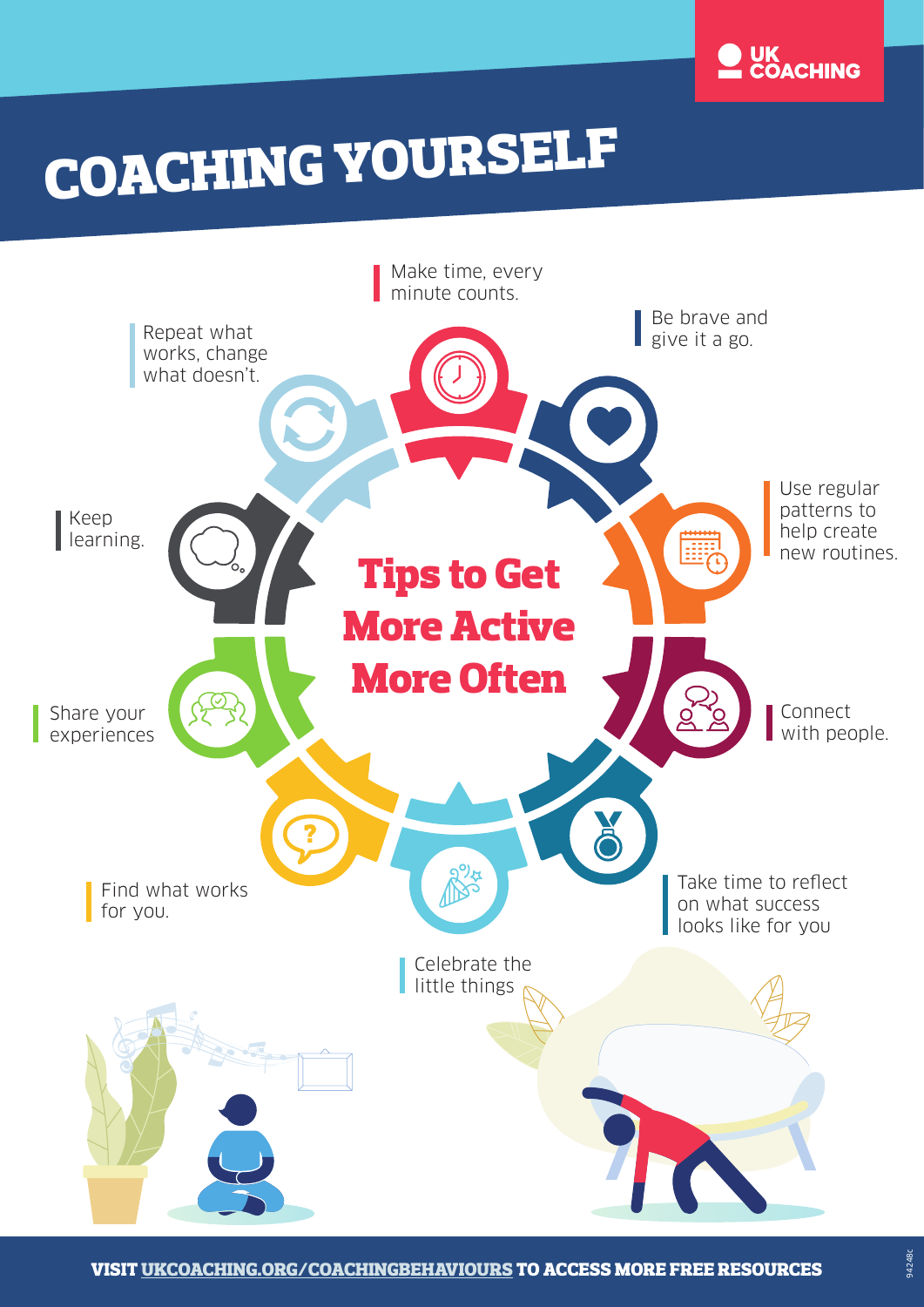UK COACHING

# COACHING YOURSELF

## Tips to Get More Active More Often

- Make time, every minute counts.
- Be brave and give it a go.
- Use regular patterns to help create new routines.
- Connect with people.
- Take time to reflect on what success looks like for you
- Celebrate the little things
- Find what works for you.
- Share your experiences
- Keep learning.
- Repeat what works, change what doesn't.

**VISIT UKCOACHING.ORG/COACHINGBEHAVIOURS TO ACCESS MORE FREE RESOURCES**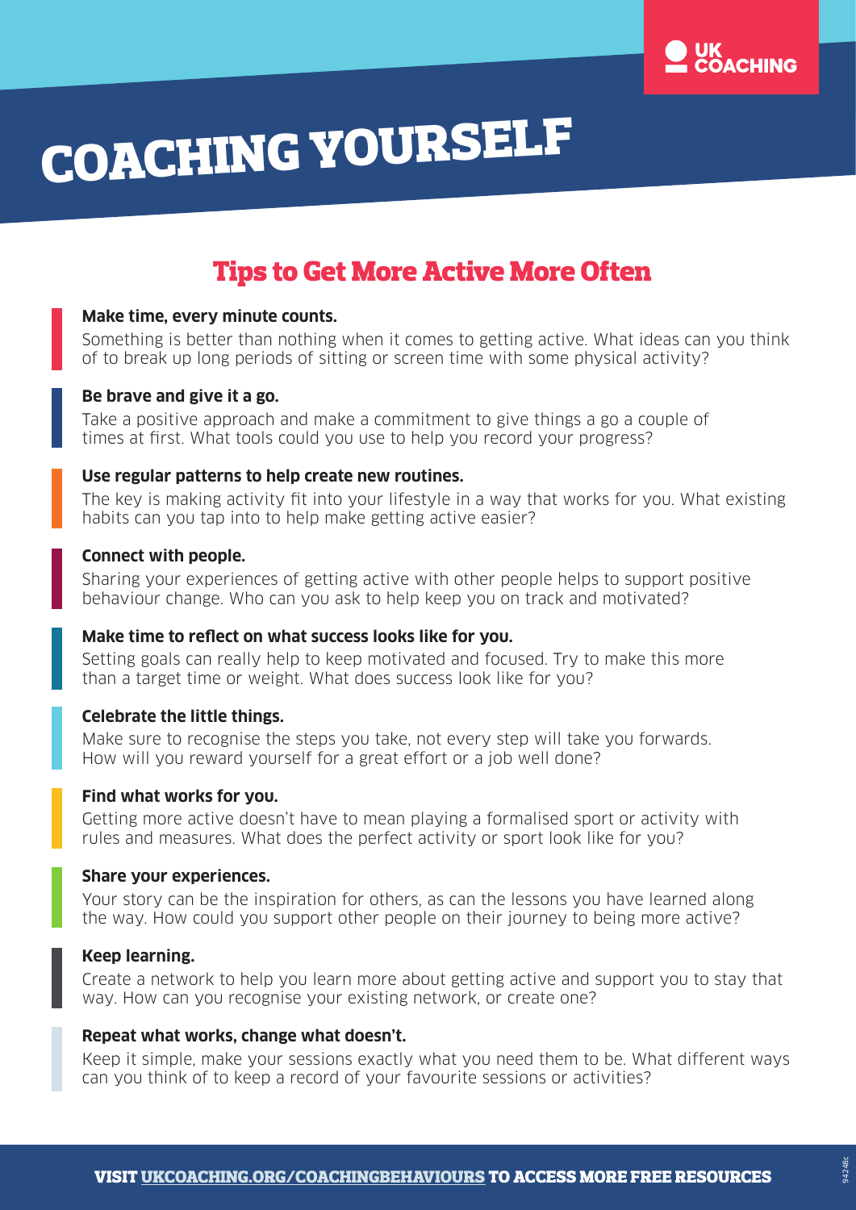UK COACHING

# COACHING YOURSELF

## Tips to Get More Active More Often

**Make time, every minute counts.**

Something is better than nothing when it comes to getting active. What ideas can you think of to break up long periods of sitting or screen time with some physical activity?

**Be brave and give it a go.**

Take a positive approach and make a commitment to give things a go a couple of times at first. What tools could you use to help you record your progress?

**Use regular patterns to help create new routines.**

The key is making activity fit into your lifestyle in a way that works for you. What existing habits can you tap into to help make getting active easier?

**Connect with people.**

Sharing your experiences of getting active with other people helps to support positive behaviour change. Who can you ask to help keep you on track and motivated?

**Make time to reflect on what success looks like for you.**

Setting goals can really help to keep motivated and focused. Try to make this more than a target time or weight. What does success look like for you?

**Celebrate the little things.**

Make sure to recognise the steps you take, not every step will take you forwards. How will you reward yourself for a great effort or a job well done?

**Find what works for you.**

Getting more active doesn't have to mean playing a formalised sport or activity with rules and measures. What does the perfect activity or sport look like for you?

**Share your experiences.**

Your story can be the inspiration for others, as can the lessons you have learned along the way. How could you support other people on their journey to being more active?

**Keep learning.**

Create a network to help you learn more about getting active and support you to stay that way. How can you recognise your existing network, or create one?

**Repeat what works, change what doesn't.**

Keep it simple, make your sessions exactly what you need them to be. What different ways can you think of to keep a record of your favourite sessions or activities?

**VISIT UKCOACHING.ORG/COACHINGBEHAVIOURS TO ACCESS MORE FREE RESOURCES**